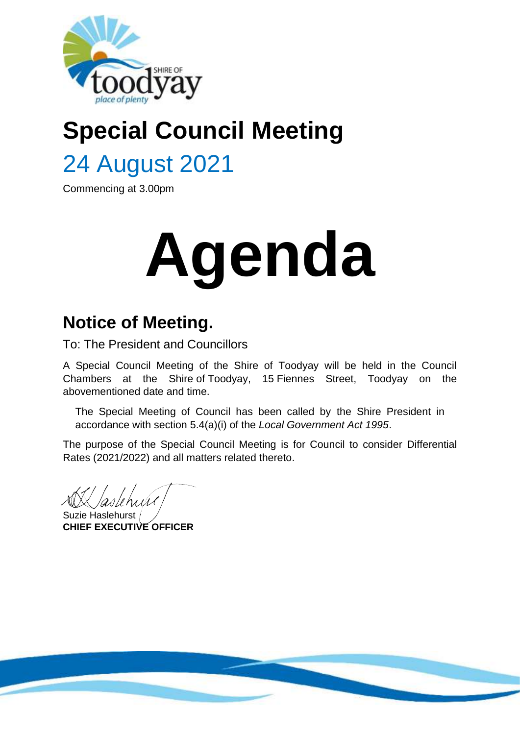# Special Council Meeting

## 24 August 2021

Commencing at 3.00pm

# Agenda

## Notice of Meeting.

To: The President and Councillors

A Special Council Meeting of the Shire of Toodyay will be held in the Council Chambers at the Shire of Toodyay, 15 Fiennes Street, Toodyay on the abovementioned date and time.

> The Special Meeting of Council has been called by the Shire President in accordance with section 5.4(a)(i) of the *Local Government Act 1995*.

The purpose of the Special Council Meeting is for Council to consider Differential Rates (2021/2022) and all matters related thereto.

Suzie Haslehurst
**CHIEF EXECUTIVE OFFICER**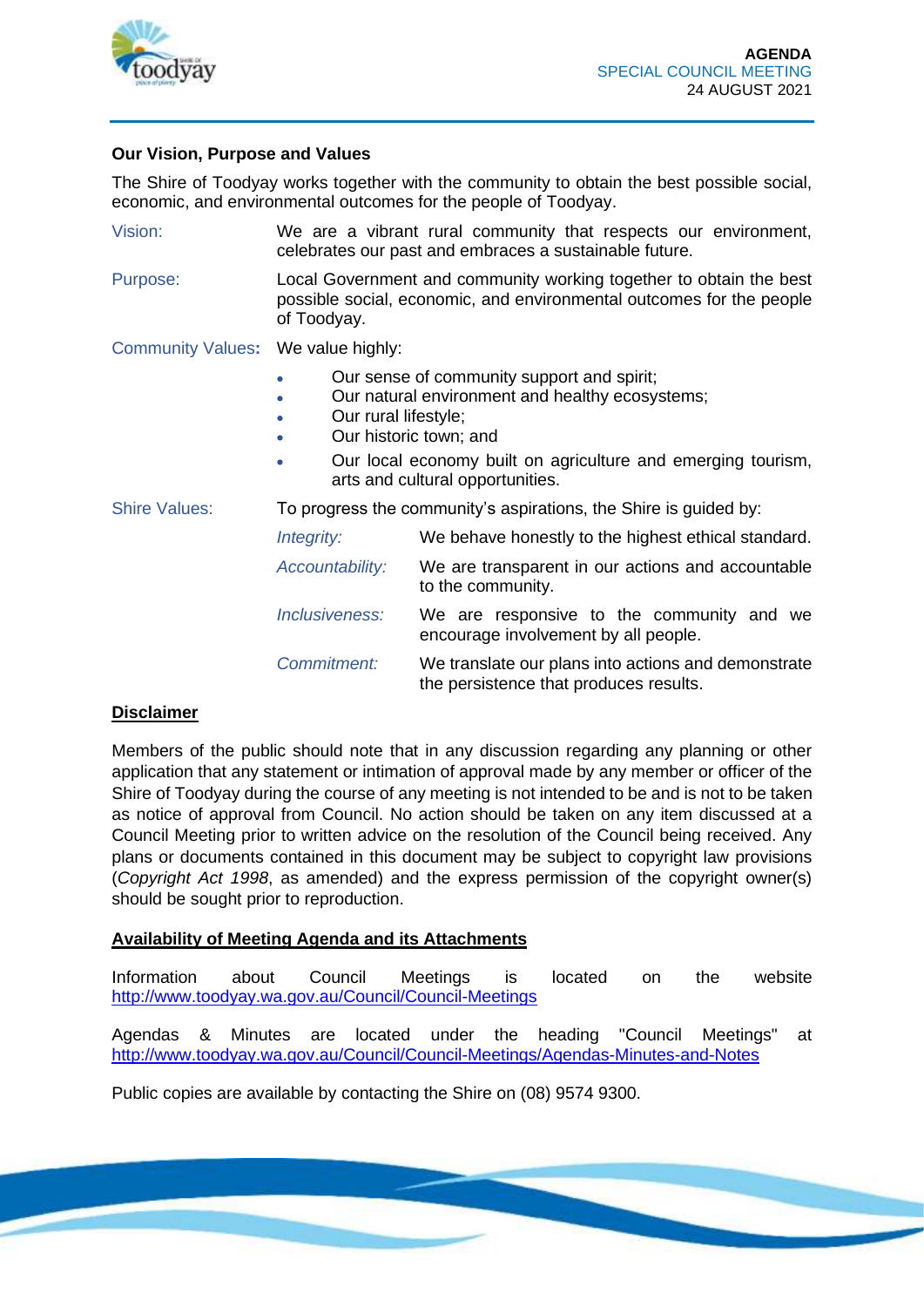### Our Vision, Purpose and Values

The Shire of Toodyay works together with the community to obtain the best possible social, economic, and environmental outcomes for the people of Toodyay.

| | |
|---|---|
| Vision: | We are a vibrant rural community that respects our environment, celebrates our past and embraces a sustainable future. |
| Purpose: | Local Government and community working together to obtain the best possible social, economic, and environmental outcomes for the people of Toodyay. |
| Community Values: | We value highly: |

- Our sense of community support and spirit;
- Our natural environment and healthy ecosystems;
- Our rural lifestyle;
- Our historic town; and
- Our local economy built on agriculture and emerging tourism, arts and cultural opportunities.

Shire Values: To progress the community's aspirations, the Shire is guided by:

| | |
|---|---|
| *Integrity:* | We behave honestly to the highest ethical standard. |
| *Accountability:* | We are transparent in our actions and accountable to the community. |
| *Inclusiveness:* | We are responsive to the community and we encourage involvement by all people. |
| *Commitment:* | We translate our plans into actions and demonstrate the persistence that produces results. |

**Disclaimer**

Members of the public should note that in any discussion regarding any planning or other application that any statement or intimation of approval made by any member or officer of the Shire of Toodyay during the course of any meeting is not intended to be and is not to be taken as notice of approval from Council. No action should be taken on any item discussed at a Council Meeting prior to written advice on the resolution of the Council being received. Any plans or documents contained in this document may be subject to copyright law provisions (*Copyright Act 1998*, as amended) and the express permission of the copyright owner(s) should be sought prior to reproduction.

**Availability of Meeting Agenda and its Attachments**

Information about Council Meetings is located on the website http://www.toodyay.wa.gov.au/Council/Council-Meetings

Agendas & Minutes are located under the heading "Council Meetings" at http://www.toodyay.wa.gov.au/Council/Council-Meetings/Agendas-Minutes-and-Notes

Public copies are available by contacting the Shire on (08) 9574 9300.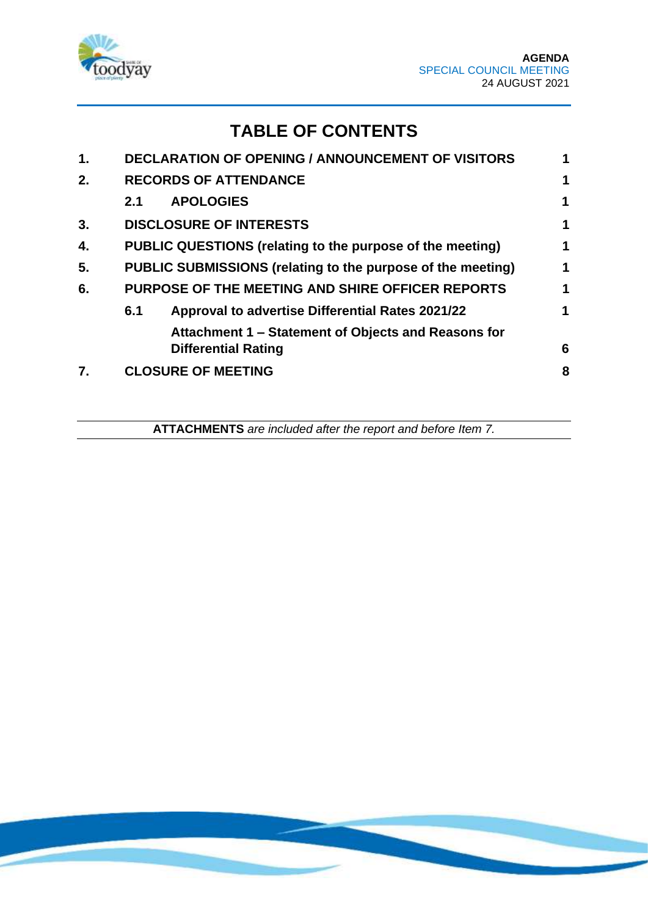# TABLE OF CONTENTS

| | | |
|---|---|---|
| **1.** | **DECLARATION OF OPENING / ANNOUNCEMENT OF VISITORS** | **1** |
| **2.** | **RECORDS OF ATTENDANCE** | **1** |
| | **2.1 APOLOGIES** | **1** |
| **3.** | **DISCLOSURE OF INTERESTS** | **1** |
| **4.** | **PUBLIC QUESTIONS (relating to the purpose of the meeting)** | **1** |
| **5.** | **PUBLIC SUBMISSIONS (relating to the purpose of the meeting)** | **1** |
| **6.** | **PURPOSE OF THE MEETING AND SHIRE OFFICER REPORTS** | **1** |
| | **6.1 Approval to advertise Differential Rates 2021/22** | **1** |
| | **Attachment 1 – Statement of Objects and Reasons for Differential Rating** | **6** |
| **7.** | **CLOSURE OF MEETING** | **8** |

**ATTACHMENTS** *are included after the report and before Item 7.*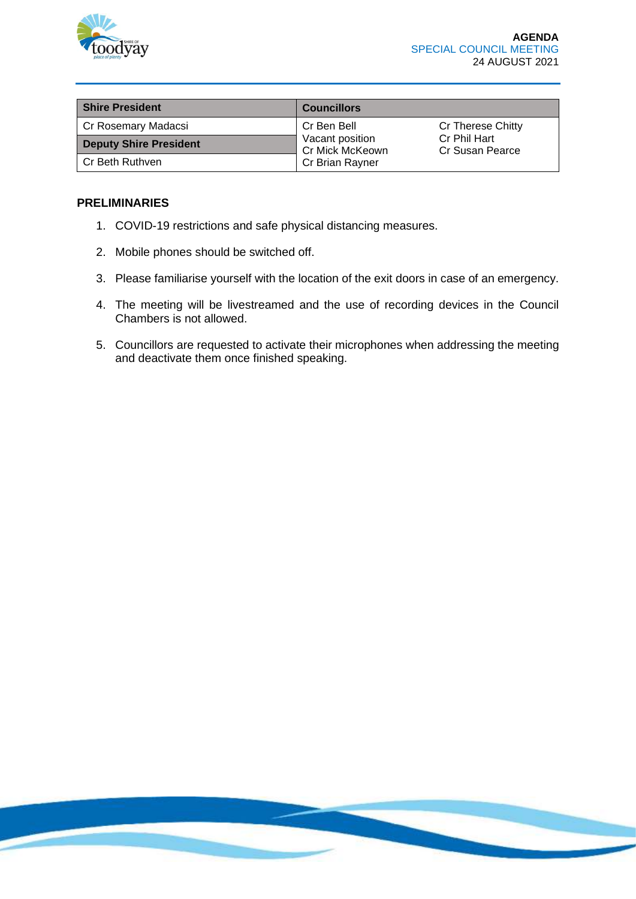| Shire President | Councillors | |
|---|---|---|
| Cr Rosemary Madacsi | Cr Ben Bell | Cr Therese Chitty |
| **Deputy Shire President** | Vacant position | Cr Phil Hart |
| | Cr Mick McKeown | Cr Susan Pearce |
| Cr Beth Ruthven | Cr Brian Rayner | |

**PRELIMINARIES**

1. COVID-19 restrictions and safe physical distancing measures.
2. Mobile phones should be switched off.
3. Please familiarise yourself with the location of the exit doors in case of an emergency.
4. The meeting will be livestreamed and the use of recording devices in the Council Chambers is not allowed.
5. Councillors are requested to activate their microphones when addressing the meeting and deactivate them once finished speaking.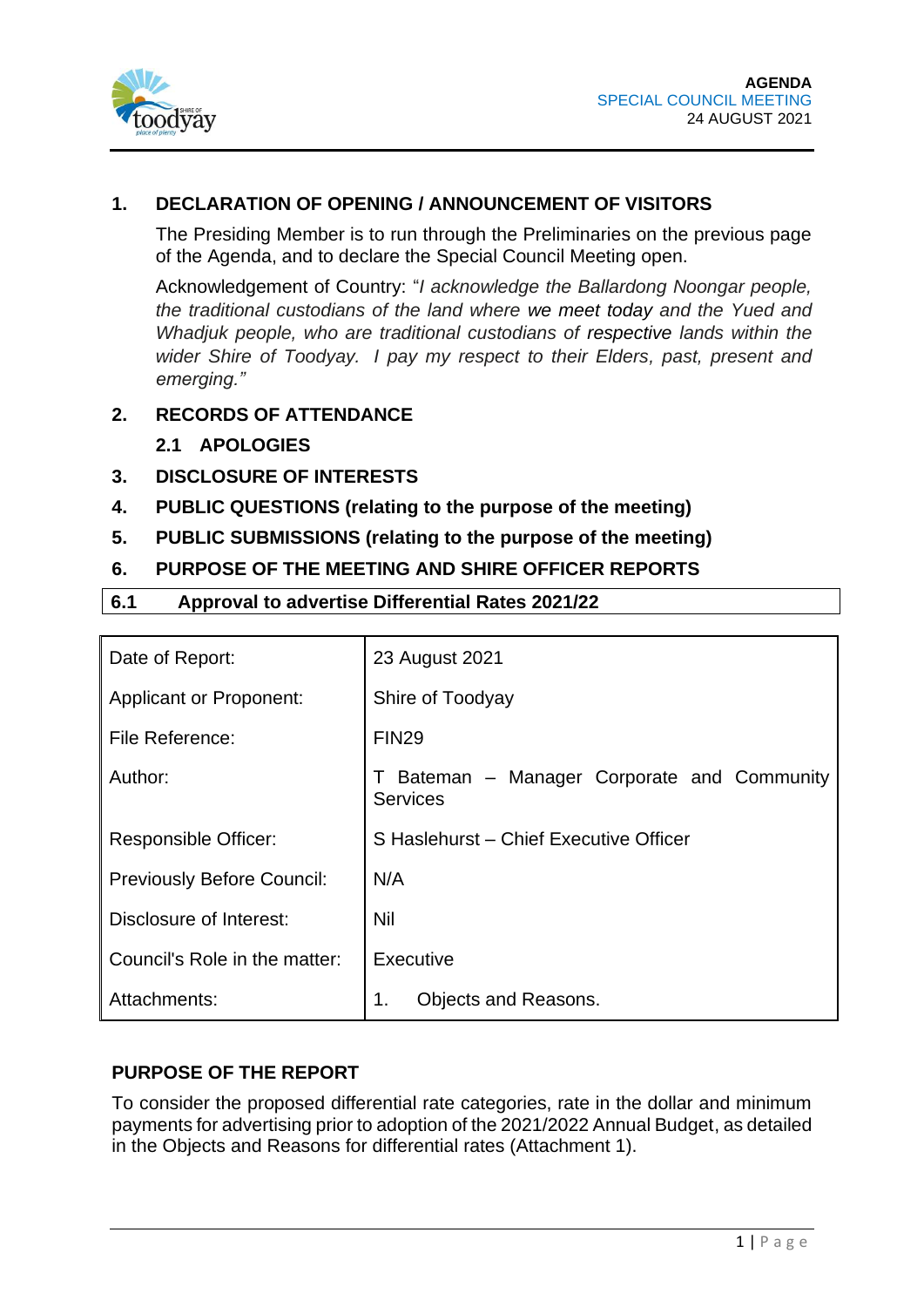## 1. DECLARATION OF OPENING / ANNOUNCEMENT OF VISITORS

The Presiding Member is to run through the Preliminaries on the previous page of the Agenda, and to declare the Special Council Meeting open.

Acknowledgement of Country: "*I acknowledge the Ballardong Noongar people, the traditional custodians of the land where* we meet today *and the Yued and Whadjuk people, who are traditional custodians of* respective *lands within the wider Shire of Toodyay. I pay my respect to their Elders, past, present and emerging."*

## 2. RECORDS OF ATTENDANCE

### 2.1 APOLOGIES

## 3. DISCLOSURE OF INTERESTS

## 4. PUBLIC QUESTIONS (relating to the purpose of the meeting)

## 5. PUBLIC SUBMISSIONS (relating to the purpose of the meeting)

## 6. PURPOSE OF THE MEETING AND SHIRE OFFICER REPORTS

### 6.1 Approval to advertise Differential Rates 2021/22

| | |
|---|---|
| Date of Report: | 23 August 2021 |
| Applicant or Proponent: | Shire of Toodyay |
| File Reference: | FIN29 |
| Author: | T Bateman – Manager Corporate and Community Services |
| Responsible Officer: | S Haslehurst – Chief Executive Officer |
| Previously Before Council: | N/A |
| Disclosure of Interest: | Nil |
| Council's Role in the matter: | Executive |
| Attachments: | 1. Objects and Reasons. |

**PURPOSE OF THE REPORT**

To consider the proposed differential rate categories, rate in the dollar and minimum payments for advertising prior to adoption of the 2021/2022 Annual Budget, as detailed in the Objects and Reasons for differential rates (Attachment 1).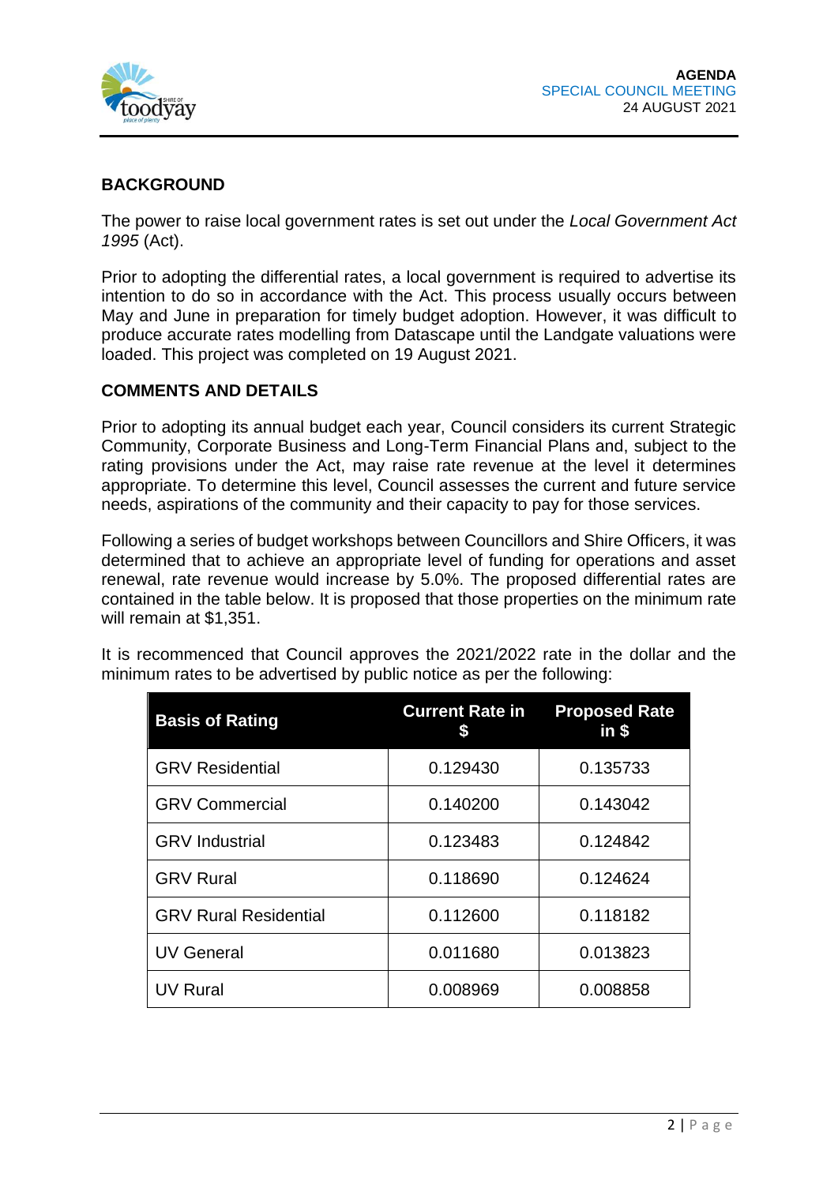## BACKGROUND

The power to raise local government rates is set out under the *Local Government Act 1995* (Act).

Prior to adopting the differential rates, a local government is required to advertise its intention to do so in accordance with the Act. This process usually occurs between May and June in preparation for timely budget adoption. However, it was difficult to produce accurate rates modelling from Datascape until the Landgate valuations were loaded. This project was completed on 19 August 2021.

## COMMENTS AND DETAILS

Prior to adopting its annual budget each year, Council considers its current Strategic Community, Corporate Business and Long-Term Financial Plans and, subject to the rating provisions under the Act, may raise rate revenue at the level it determines appropriate. To determine this level, Council assesses the current and future service needs, aspirations of the community and their capacity to pay for those services.

Following a series of budget workshops between Councillors and Shire Officers, it was determined that to achieve an appropriate level of funding for operations and asset renewal, rate revenue would increase by 5.0%. The proposed differential rates are contained in the table below. It is proposed that those properties on the minimum rate will remain at $1,351.

It is recommenced that Council approves the 2021/2022 rate in the dollar and the minimum rates to be advertised by public notice as per the following:

| Basis of Rating | Current Rate in $ | Proposed Rate in $ |
|---|---|---|
| GRV Residential | 0.129430 | 0.135733 |
| GRV Commercial | 0.140200 | 0.143042 |
| GRV Industrial | 0.123483 | 0.124842 |
| GRV Rural | 0.118690 | 0.124624 |
| GRV Rural Residential | 0.112600 | 0.118182 |
| UV General | 0.011680 | 0.013823 |
| UV Rural | 0.008969 | 0.008858 |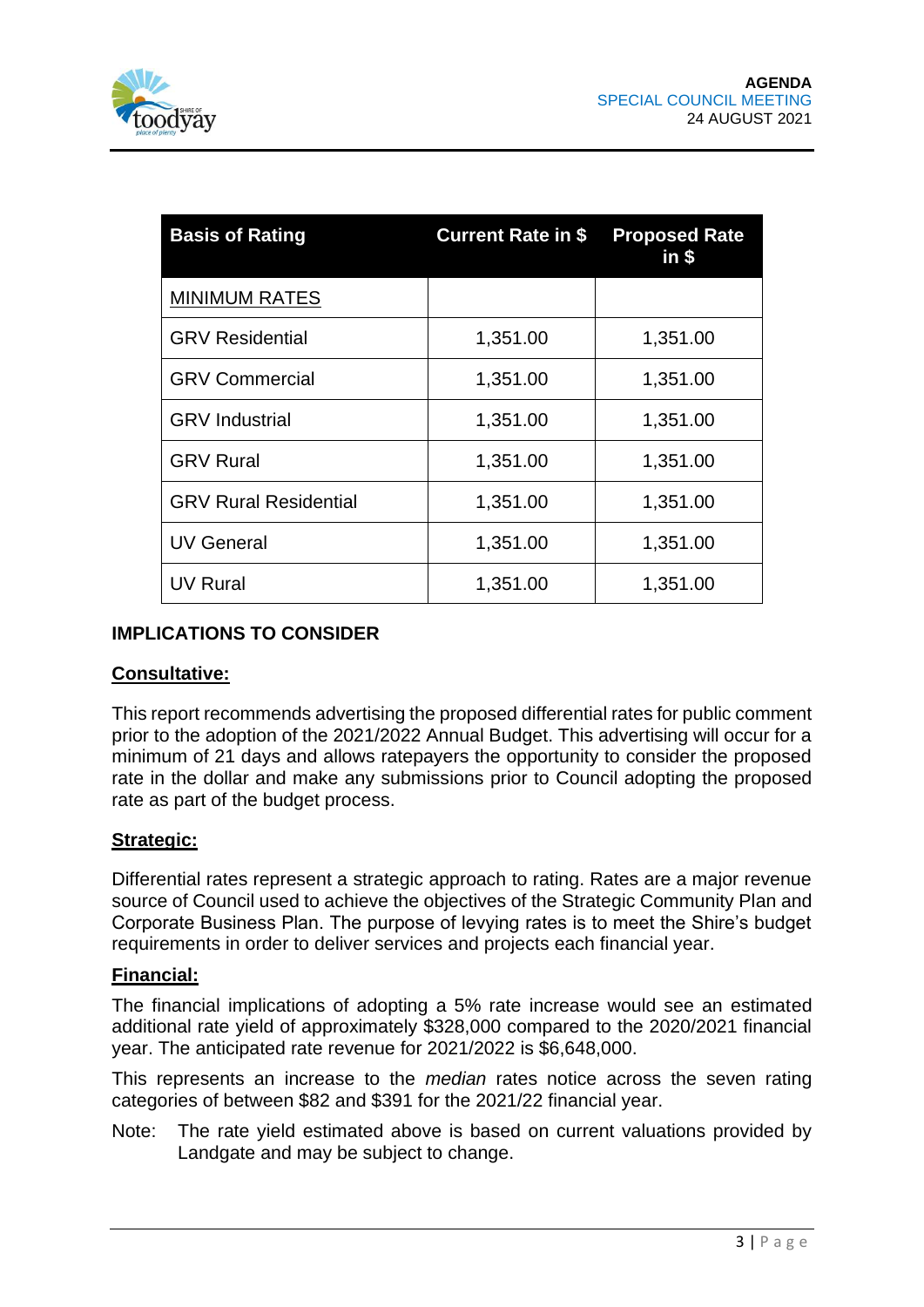| Basis of Rating | Current Rate in $ | Proposed Rate in $ |
|---|---|---|
| MINIMUM RATES | | |
| GRV Residential | 1,351.00 | 1,351.00 |
| GRV Commercial | 1,351.00 | 1,351.00 |
| GRV Industrial | 1,351.00 | 1,351.00 |
| GRV Rural | 1,351.00 | 1,351.00 |
| GRV Rural Residential | 1,351.00 | 1,351.00 |
| UV General | 1,351.00 | 1,351.00 |
| UV Rural | 1,351.00 | 1,351.00 |

## IMPLICATIONS TO CONSIDER

### Consultative:

This report recommends advertising the proposed differential rates for public comment prior to the adoption of the 2021/2022 Annual Budget. This advertising will occur for a minimum of 21 days and allows ratepayers the opportunity to consider the proposed rate in the dollar and make any submissions prior to Council adopting the proposed rate as part of the budget process.

### Strategic:

Differential rates represent a strategic approach to rating. Rates are a major revenue source of Council used to achieve the objectives of the Strategic Community Plan and Corporate Business Plan. The purpose of levying rates is to meet the Shire's budget requirements in order to deliver services and projects each financial year.

### Financial:

The financial implications of adopting a 5% rate increase would see an estimated additional rate yield of approximately $328,000 compared to the 2020/2021 financial year. The anticipated rate revenue for 2021/2022 is $6,648,000.

This represents an increase to the *median* rates notice across the seven rating categories of between $82 and $391 for the 2021/22 financial year.

Note: The rate yield estimated above is based on current valuations provided by Landgate and may be subject to change.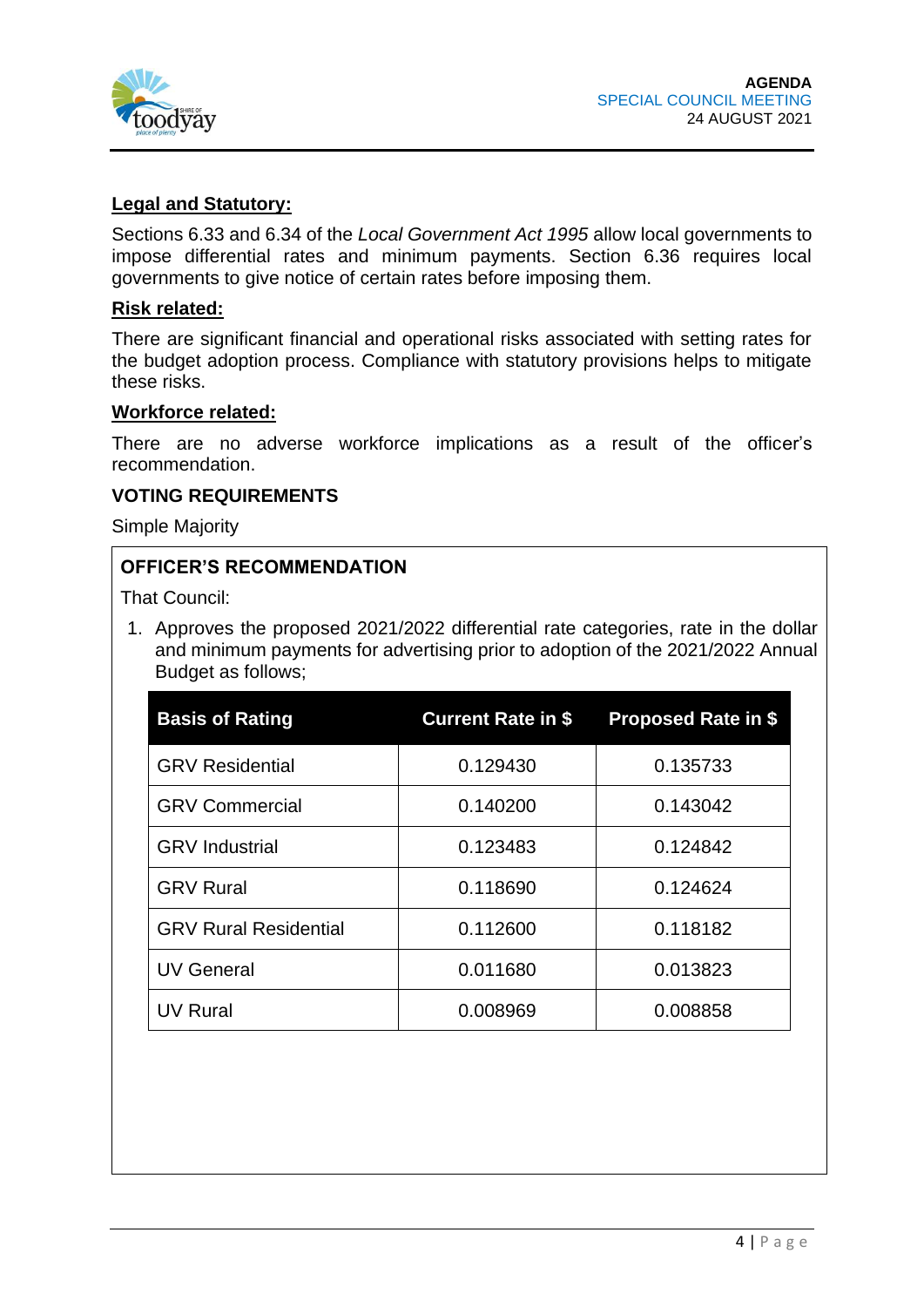**Legal and Statutory:**

Sections 6.33 and 6.34 of the *Local Government Act 1995* allow local governments to impose differential rates and minimum payments. Section 6.36 requires local governments to give notice of certain rates before imposing them.

**Risk related:**

There are significant financial and operational risks associated with setting rates for the budget adoption process. Compliance with statutory provisions helps to mitigate these risks.

**Workforce related:**

There are no adverse workforce implications as a result of the officer's recommendation.

**VOTING REQUIREMENTS**

Simple Majority

**OFFICER'S RECOMMENDATION**

That Council:

1. Approves the proposed 2021/2022 differential rate categories, rate in the dollar and minimum payments for advertising prior to adoption of the 2021/2022 Annual Budget as follows;

| Basis of Rating | Current Rate in $ | Proposed Rate in $ |
|---|---|---|
| GRV Residential | 0.129430 | 0.135733 |
| GRV Commercial | 0.140200 | 0.143042 |
| GRV Industrial | 0.123483 | 0.124842 |
| GRV Rural | 0.118690 | 0.124624 |
| GRV Rural Residential | 0.112600 | 0.118182 |
| UV General | 0.011680 | 0.013823 |
| UV Rural | 0.008969 | 0.008858 |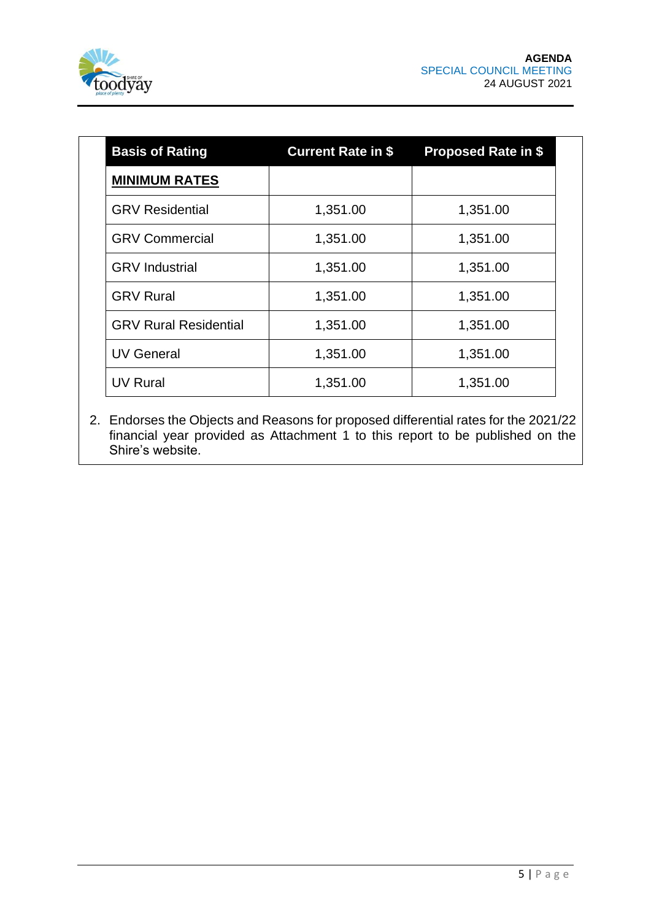| Basis of Rating | Current Rate in $ | Proposed Rate in $ |
|---|---|---|
| **MINIMUM RATES** | | |
| GRV Residential | 1,351.00 | 1,351.00 |
| GRV Commercial | 1,351.00 | 1,351.00 |
| GRV Industrial | 1,351.00 | 1,351.00 |
| GRV Rural | 1,351.00 | 1,351.00 |
| GRV Rural Residential | 1,351.00 | 1,351.00 |
| UV General | 1,351.00 | 1,351.00 |
| UV Rural | 1,351.00 | 1,351.00 |

2. Endorses the Objects and Reasons for proposed differential rates for the 2021/22 financial year provided as Attachment 1 to this report to be published on the Shire's website.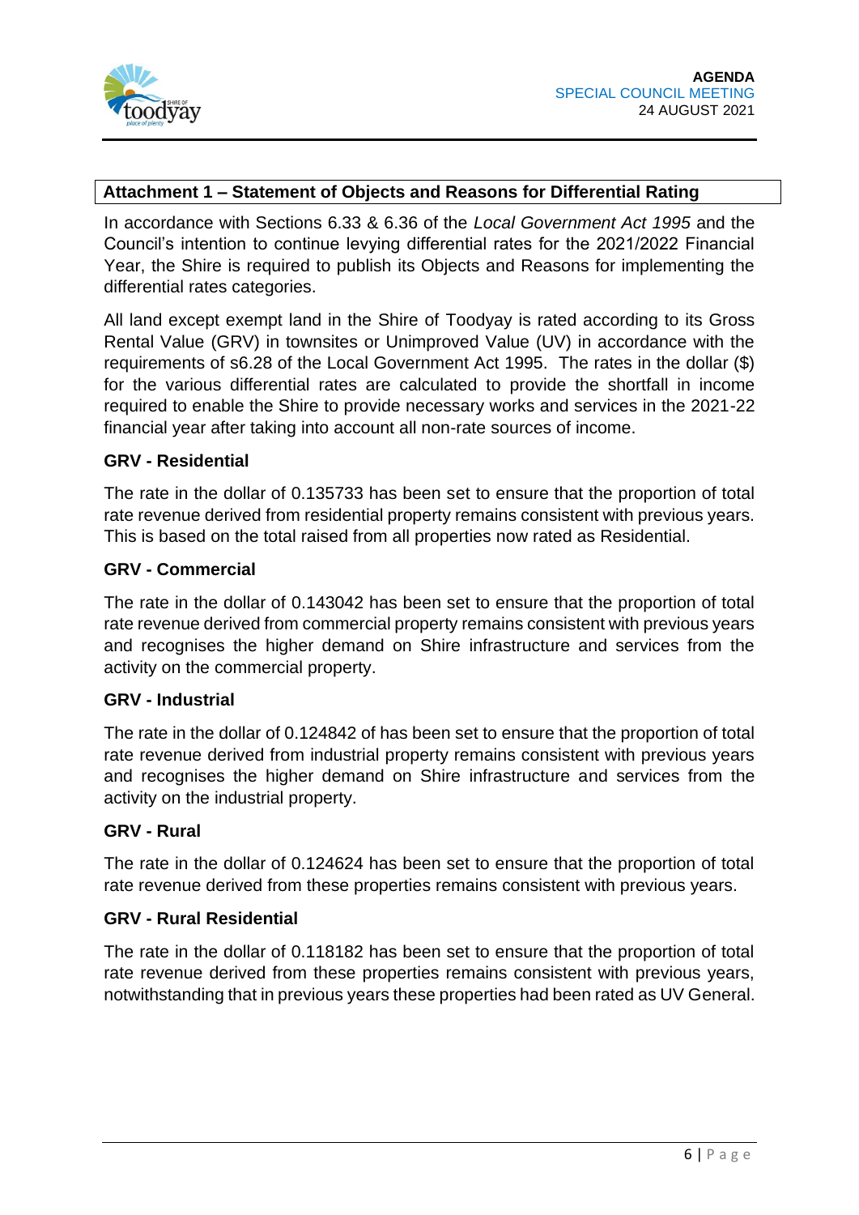## Attachment 1 – Statement of Objects and Reasons for Differential Rating

In accordance with Sections 6.33 & 6.36 of the *Local Government Act 1995* and the Council's intention to continue levying differential rates for the 2021/2022 Financial Year, the Shire is required to publish its Objects and Reasons for implementing the differential rates categories.

All land except exempt land in the Shire of Toodyay is rated according to its Gross Rental Value (GRV) in townsites or Unimproved Value (UV) in accordance with the requirements of s6.28 of the Local Government Act 1995. The rates in the dollar ($) for the various differential rates are calculated to provide the shortfall in income required to enable the Shire to provide necessary works and services in the 2021-22 financial year after taking into account all non-rate sources of income.

### GRV - Residential

The rate in the dollar of 0.135733 has been set to ensure that the proportion of total rate revenue derived from residential property remains consistent with previous years. This is based on the total raised from all properties now rated as Residential.

### GRV - Commercial

The rate in the dollar of 0.143042 has been set to ensure that the proportion of total rate revenue derived from commercial property remains consistent with previous years and recognises the higher demand on Shire infrastructure and services from the activity on the commercial property.

### GRV - Industrial

The rate in the dollar of 0.124842 of has been set to ensure that the proportion of total rate revenue derived from industrial property remains consistent with previous years and recognises the higher demand on Shire infrastructure and services from the activity on the industrial property.

### GRV - Rural

The rate in the dollar of 0.124624 has been set to ensure that the proportion of total rate revenue derived from these properties remains consistent with previous years.

### GRV - Rural Residential

The rate in the dollar of 0.118182 has been set to ensure that the proportion of total rate revenue derived from these properties remains consistent with previous years, notwithstanding that in previous years these properties had been rated as UV General.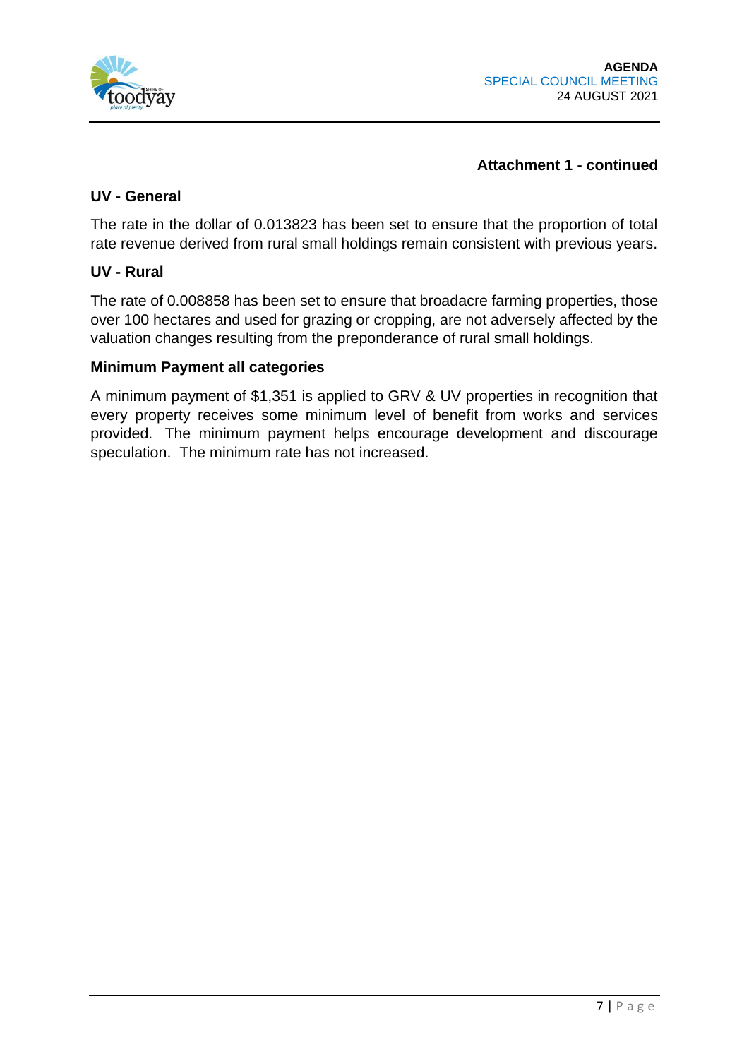**Attachment 1 - continued**

**UV - General**

The rate in the dollar of 0.013823 has been set to ensure that the proportion of total rate revenue derived from rural small holdings remain consistent with previous years.

**UV - Rural**

The rate of 0.008858 has been set to ensure that broadacre farming properties, those over 100 hectares and used for grazing or cropping, are not adversely affected by the valuation changes resulting from the preponderance of rural small holdings.

**Minimum Payment all categories**

A minimum payment of $1,351 is applied to GRV & UV properties in recognition that every property receives some minimum level of benefit from works and services provided. The minimum payment helps encourage development and discourage speculation. The minimum rate has not increased.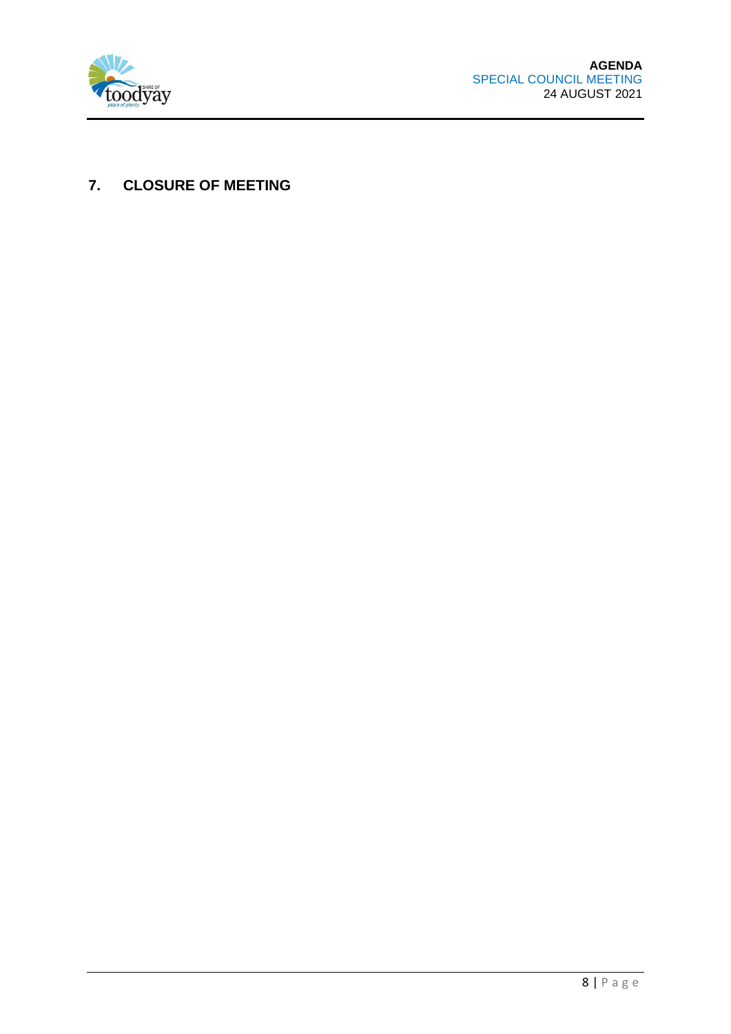## 7. CLOSURE OF MEETING